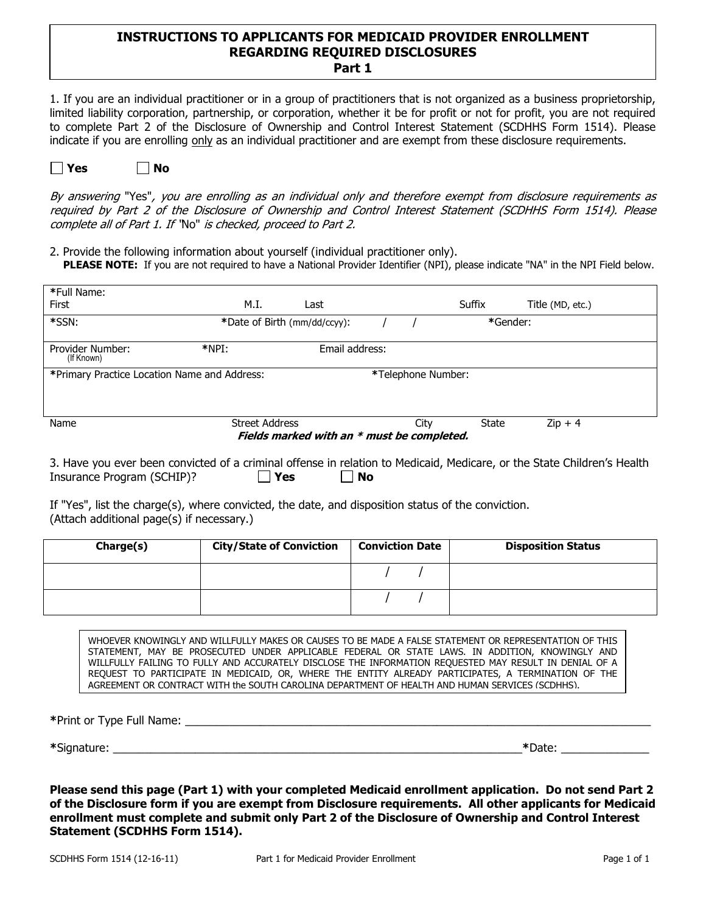# INSTRUCTIONS TO APPLICANTS FOR MEDICAID PROVIDER ENROLLMENT REGARDING REQUIRED DISCLOSURES
## Part 1

1. If you are an individual practitioner or in a group of practitioners that is not organized as a business proprietorship, limited liability corporation, partnership, or corporation, whether it be for profit or not for profit, you are not required to complete Part 2 of the Disclosure of Ownership and Control Interest Statement (SCDHHS Form 1514). Please indicate if you are enrolling only as an individual practitioner and are exempt from these disclosure requirements.

☐ **Yes** ☐ **No**

*By answering "Yes", you are enrolling as an individual only and therefore exempt from disclosure requirements as required by Part 2 of the Disclosure of Ownership and Control Interest Statement (SCDHHS Form 1514). Please complete all of Part 1. If "No" is checked, proceed to Part 2.*

2. Provide the following information about yourself (individual practitioner only).
**PLEASE NOTE:** If you are not required to have a National Provider Identifier (NPI), please indicate "NA" in the NPI Field below.

| | | | | |
|---|---|---|---|---|
| *Full Name: First | M.I. | Last | Suffix | Title (MD, etc.) |
| *SSN: | *Date of Birth (mm/dd/ccyy): / / | | *Gender: | |
| Provider Number: (If Known) | *NPI: | Email address: | | |
| *Primary Practice Location Name and Address: | | *Telephone Number: | | |
| Name | Street Address | City | State | Zip + 4 |

***Fields marked with an * must be completed.***

3. Have you ever been convicted of a criminal offense in relation to Medicaid, Medicare, or the State Children's Health Insurance Program (SCHIP)? ☐ **Yes** ☐ **No**

If "Yes", list the charge(s), where convicted, the date, and disposition status of the conviction.
(Attach additional page(s) if necessary.)

| Charge(s) | City/State of Conviction | Conviction Date | Disposition Status |
|---|---|---|---|
| | | / / | |
| | | / / | |

WHOEVER KNOWINGLY AND WILLFULLY MAKES OR CAUSES TO BE MADE A FALSE STATEMENT OR REPRESENTATION OF THIS STATEMENT, MAY BE PROSECUTED UNDER APPLICABLE FEDERAL OR STATE LAWS. IN ADDITION, KNOWINGLY AND WILLFULLY FAILING TO FULLY AND ACCURATELY DISCLOSE THE INFORMATION REQUESTED MAY RESULT IN DENIAL OF A REQUEST TO PARTICIPATE IN MEDICAID, OR, WHERE THE ENTITY ALREADY PARTICIPATES, A TERMINATION OF THE AGREEMENT OR CONTRACT WITH the SOUTH CAROLINA DEPARTMENT OF HEALTH AND HUMAN SERVICES (SCDHHS).

*Print or Type Full Name: ______________________________

*Signature: ______________________________ *Date: ______________

**Please send this page (Part 1) with your completed Medicaid enrollment application. Do not send Part 2 of the Disclosure form if you are exempt from Disclosure requirements. All other applicants for Medicaid enrollment must complete and submit only Part 2 of the Disclosure of Ownership and Control Interest Statement (SCDHHS Form 1514).**

SCDHHS Form 1514 (12-16-11) Part 1 for Medicaid Provider Enrollment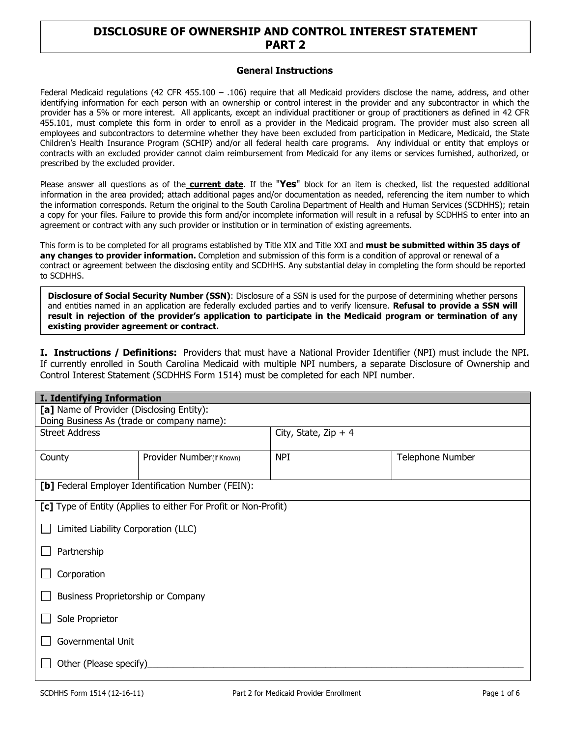# DISCLOSURE OF OWNERSHIP AND CONTROL INTEREST STATEMENT PART 2

## General Instructions

Federal Medicaid regulations (42 CFR 455.100 – .106) require that all Medicaid providers disclose the name, address, and other identifying information for each person with an ownership or control interest in the provider and any subcontractor in which the provider has a 5% or more interest. All applicants, except an individual practitioner or group of practitioners as defined in 42 CFR 455.101, must complete this form in order to enroll as a provider in the Medicaid program. The provider must also screen all employees and subcontractors to determine whether they have been excluded from participation in Medicare, Medicaid, the State Children's Health Insurance Program (SCHIP) and/or all federal health care programs. Any individual or entity that employs or contracts with an excluded provider cannot claim reimbursement from Medicaid for any items or services furnished, authorized, or prescribed by the excluded provider.

Please answer all questions as of the **current date**. If the "**Yes**" block for an item is checked, list the requested additional information in the area provided; attach additional pages and/or documentation as needed, referencing the item number to which the information corresponds. Return the original to the South Carolina Department of Health and Human Services (SCDHHS); retain a copy for your files. Failure to provide this form and/or incomplete information will result in a refusal by SCDHHS to enter into an agreement or contract with any such provider or institution or in termination of existing agreements.

This form is to be completed for all programs established by Title XIX and Title XXI and **must be submitted within 35 days of any changes to provider information.** Completion and submission of this form is a condition of approval or renewal of a contract or agreement between the disclosing entity and SCDHHS. Any substantial delay in completing the form should be reported to SCDHHS.

**Disclosure of Social Security Number (SSN)**: Disclosure of a SSN is used for the purpose of determining whether persons and entities named in an application are federally excluded parties and to verify licensure. **Refusal to provide a SSN will result in rejection of the provider's application to participate in the Medicaid program or termination of any existing provider agreement or contract.**

**I. Instructions / Definitions:** Providers that must have a National Provider Identifier (NPI) must include the NPI. If currently enrolled in South Carolina Medicaid with multiple NPI numbers, a separate Disclosure of Ownership and Control Interest Statement (SCDHHS Form 1514) must be completed for each NPI number.

| **I. Identifying Information** | | | |
|---|---|---|---|
| **[a]** Name of Provider (Disclosing Entity):<br>Doing Business As (trade or company name): | | | |
| Street Address | | City, State, Zip + 4 | |
| County | Provider Number(If Known) | NPI | Telephone Number |
| **[b]** Federal Employer Identification Number (FEIN): | | | |
| **[c]** Type of Entity (Applies to either For Profit or Non-Profit) | | | |

- ☐ Limited Liability Corporation (LLC)
- ☐ Partnership
- ☐ Corporation
- ☐ Business Proprietorship or Company
- ☐ Sole Proprietor
- ☐ Governmental Unit
- ☐ Other (Please specify)_______________________________________________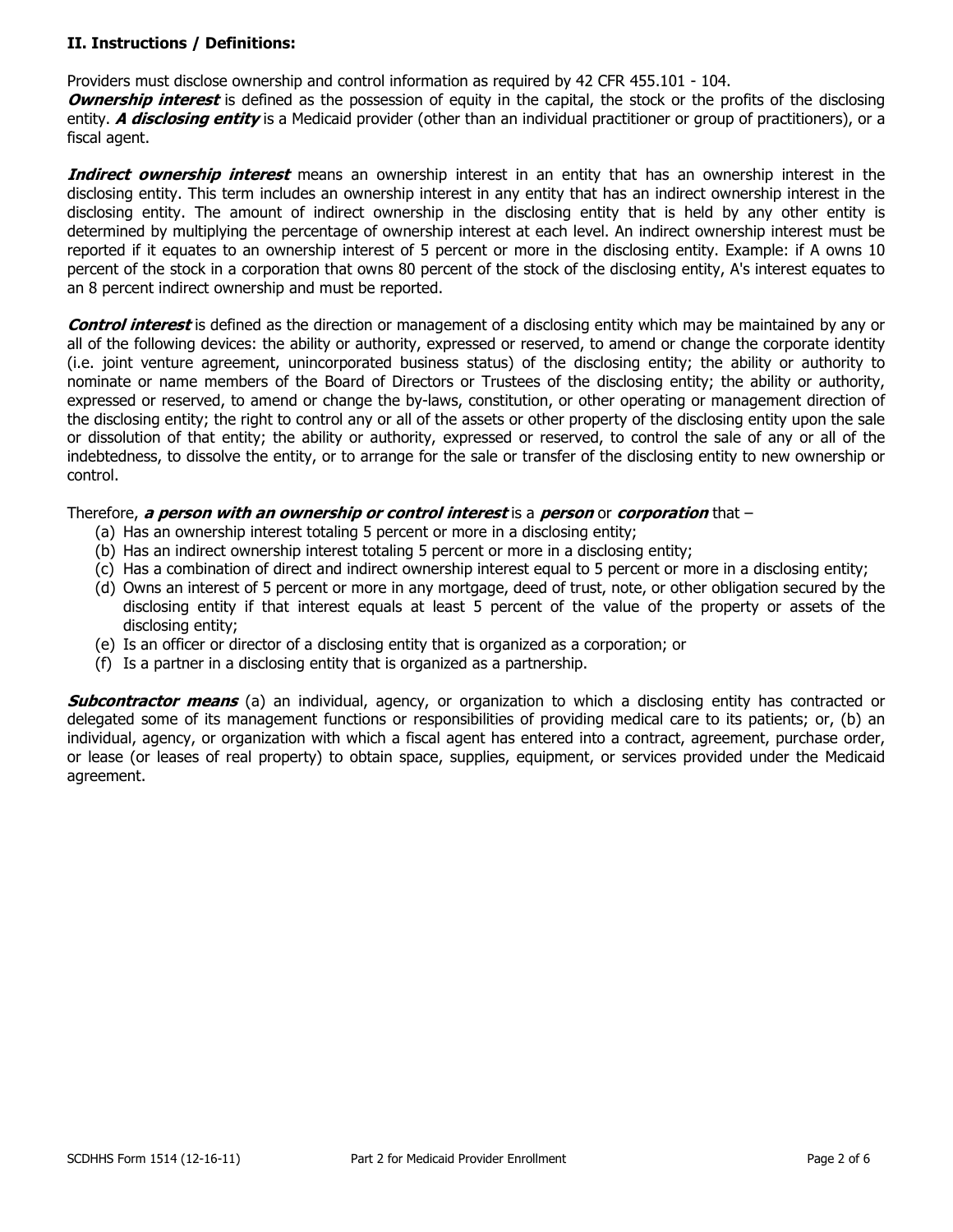## II. Instructions / Definitions:

Providers must disclose ownership and control information as required by 42 CFR 455.101 - 104.

***Ownership interest*** is defined as the possession of equity in the capital, the stock or the profits of the disclosing entity. ***A disclosing entity*** is a Medicaid provider (other than an individual practitioner or group of practitioners), or a fiscal agent.

***Indirect ownership interest*** means an ownership interest in an entity that has an ownership interest in the disclosing entity. This term includes an ownership interest in any entity that has an indirect ownership interest in the disclosing entity. The amount of indirect ownership in the disclosing entity that is held by any other entity is determined by multiplying the percentage of ownership interest at each level. An indirect ownership interest must be reported if it equates to an ownership interest of 5 percent or more in the disclosing entity. Example: if A owns 10 percent of the stock in a corporation that owns 80 percent of the stock of the disclosing entity, A's interest equates to an 8 percent indirect ownership and must be reported.

***Control interest*** is defined as the direction or management of a disclosing entity which may be maintained by any or all of the following devices: the ability or authority, expressed or reserved, to amend or change the corporate identity (i.e. joint venture agreement, unincorporated business status) of the disclosing entity; the ability or authority to nominate or name members of the Board of Directors or Trustees of the disclosing entity; the ability or authority, expressed or reserved, to amend or change the by-laws, constitution, or other operating or management direction of the disclosing entity; the right to control any or all of the assets or other property of the disclosing entity upon the sale or dissolution of that entity; the ability or authority, expressed or reserved, to control the sale of any or all of the indebtedness, to dissolve the entity, or to arrange for the sale or transfer of the disclosing entity to new ownership or control.

Therefore, ***a person with an ownership or control interest*** is a ***person*** or ***corporation*** that –

(a) Has an ownership interest totaling 5 percent or more in a disclosing entity;
(b) Has an indirect ownership interest totaling 5 percent or more in a disclosing entity;
(c) Has a combination of direct and indirect ownership interest equal to 5 percent or more in a disclosing entity;
(d) Owns an interest of 5 percent or more in any mortgage, deed of trust, note, or other obligation secured by the disclosing entity if that interest equals at least 5 percent of the value of the property or assets of the disclosing entity;
(e) Is an officer or director of a disclosing entity that is organized as a corporation; or
(f) Is a partner in a disclosing entity that is organized as a partnership.

***Subcontractor means*** (a) an individual, agency, or organization to which a disclosing entity has contracted or delegated some of its management functions or responsibilities of providing medical care to its patients; or, (b) an individual, agency, or organization with which a fiscal agent has entered into a contract, agreement, purchase order, or lease (or leases of real property) to obtain space, supplies, equipment, or services provided under the Medicaid agreement.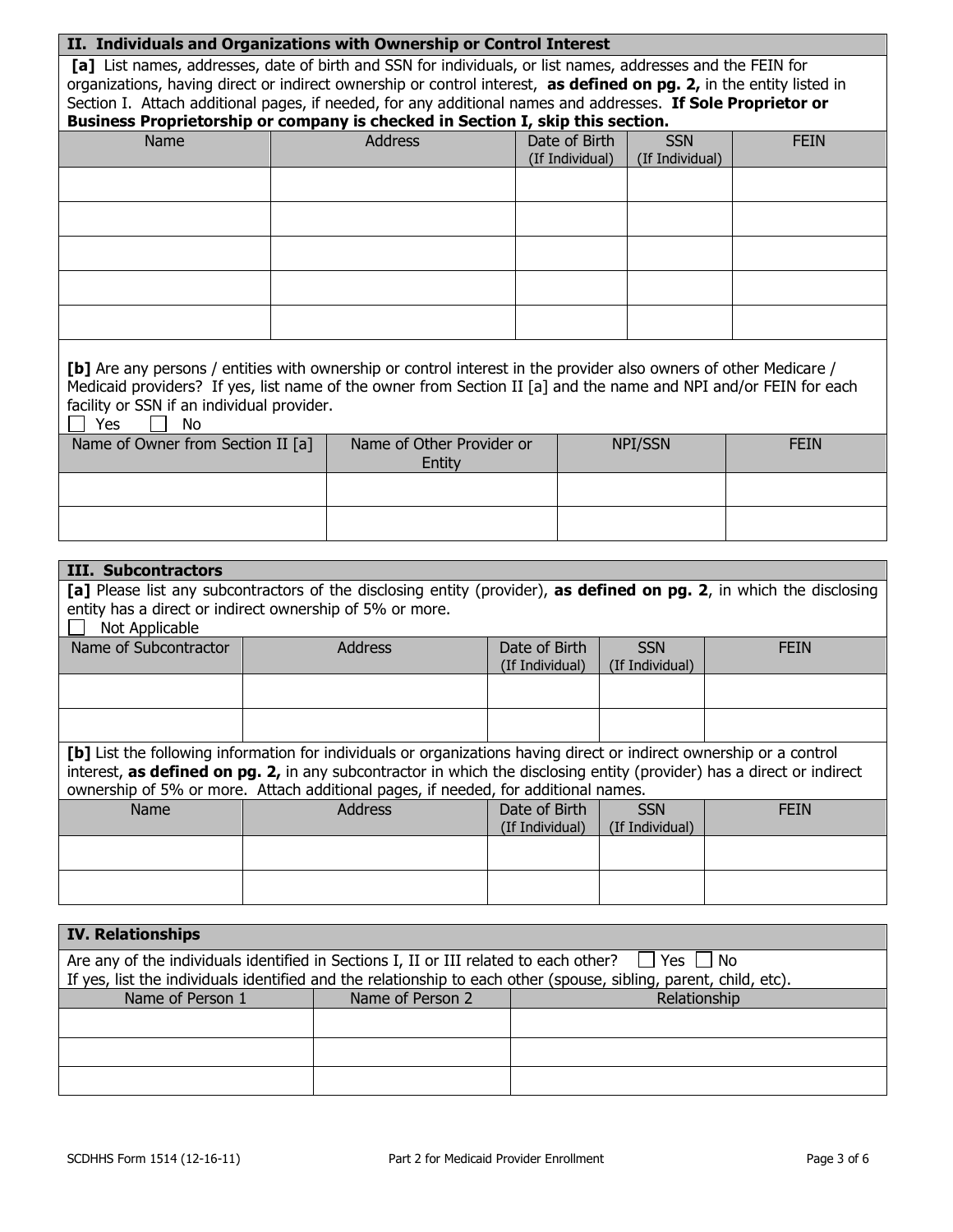## II. Individuals and Organizations with Ownership or Control Interest

**[a]** List names, addresses, date of birth and SSN for individuals, or list names, addresses and the FEIN for organizations, having direct or indirect ownership or control interest, **as defined on pg. 2,** in the entity listed in Section I. Attach additional pages, if needed, for any additional names and addresses. **If Sole Proprietor or Business Proprietorship or company is checked in Section I, skip this section.**

| Name | Address | Date of Birth (If Individual) | SSN (If Individual) | FEIN |
|---|---|---|---|---|
| | | | | |
| | | | | |
| | | | | |
| | | | | |
| | | | | |

**[b]** Are any persons / entities with ownership or control interest in the provider also owners of other Medicare / Medicaid providers? If yes, list name of the owner from Section II [a] and the name and NPI and/or FEIN for each facility or SSN if an individual provider.

☐ Yes ☐ No

| Name of Owner from Section II [a] | Name of Other Provider or Entity | NPI/SSN | FEIN |
|---|---|---|---|
| | | | |
| | | | |

## III. Subcontractors

**[a]** Please list any subcontractors of the disclosing entity (provider), **as defined on pg. 2**, in which the disclosing entity has a direct or indirect ownership of 5% or more.

☐ Not Applicable

| Name of Subcontractor | Address | Date of Birth (If Individual) | SSN (If Individual) | FEIN |
|---|---|---|---|---|
| | | | | |
| | | | | |

**[b]** List the following information for individuals or organizations having direct or indirect ownership or a control interest, **as defined on pg. 2,** in any subcontractor in which the disclosing entity (provider) has a direct or indirect ownership of 5% or more. Attach additional pages, if needed, for additional names.

| Name | Address | Date of Birth (If Individual) | SSN (If Individual) | FEIN |
|---|---|---|---|---|
| | | | | |
| | | | | |

## IV. Relationships

Are any of the individuals identified in Sections I, II or III related to each other? ☐ Yes ☐ No

If yes, list the individuals identified and the relationship to each other (spouse, sibling, parent, child, etc).

| Name of Person 1 | Name of Person 2 | Relationship |
|---|---|---|
| | | |
| | | |
| | | |

SCDHHS Form 1514 (12-16-11) Part 2 for Medicaid Provider Enrollment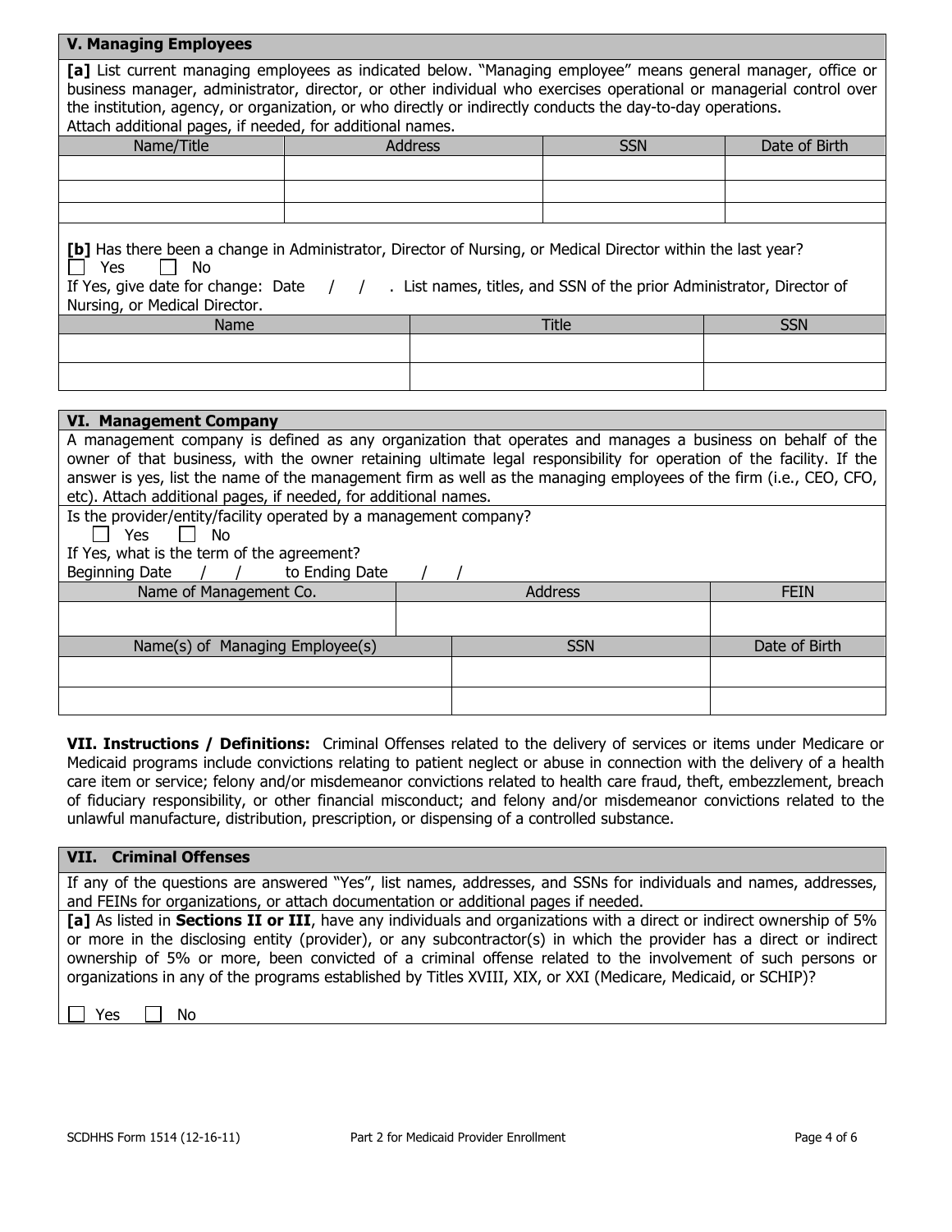### V. Managing Employees

**[a]** List current managing employees as indicated below. "Managing employee" means general manager, office or business manager, administrator, director, or other individual who exercises operational or managerial control over the institution, agency, or organization, or who directly or indirectly conducts the day-to-day operations.
Attach additional pages, if needed, for additional names.

| Name/Title | Address | SSN | Date of Birth |
|---|---|---|---|
| | | | |
| | | | |
| | | | |

**[b]** Has there been a change in Administrator, Director of Nursing, or Medical Director within the last year?
☐ Yes ☐ No
If Yes, give date for change: Date / / . List names, titles, and SSN of the prior Administrator, Director of Nursing, or Medical Director.

| Name | Title | SSN |
|---|---|---|
| | | |
| | | |

### VI. Management Company

A management company is defined as any organization that operates and manages a business on behalf of the owner of that business, with the owner retaining ultimate legal responsibility for operation of the facility. If the answer is yes, list the name of the management firm as well as the managing employees of the firm (i.e., CEO, CFO, etc). Attach additional pages, if needed, for additional names.

Is the provider/entity/facility operated by a management company?
☐ Yes ☐ No
If Yes, what is the term of the agreement?
Beginning Date / / to Ending Date / /

| Name of Management Co. | Address | FEIN |
|---|---|---|
| | | |

| Name(s) of Managing Employee(s) | SSN | Date of Birth |
|---|---|---|
| | | |
| | | |

**VII. Instructions / Definitions:** Criminal Offenses related to the delivery of services or items under Medicare or Medicaid programs include convictions relating to patient neglect or abuse in connection with the delivery of a health care item or service; felony and/or misdemeanor convictions related to health care fraud, theft, embezzlement, breach of fiduciary responsibility, or other financial misconduct; and felony and/or misdemeanor convictions related to the unlawful manufacture, distribution, prescription, or dispensing of a controlled substance.

### VII. Criminal Offenses

If any of the questions are answered "Yes", list names, addresses, and SSNs for individuals and names, addresses, and FEINs for organizations, or attach documentation or additional pages if needed.

**[a]** As listed in **Sections II or III**, have any individuals and organizations with a direct or indirect ownership of 5% or more in the disclosing entity (provider), or any subcontractor(s) in which the provider has a direct or indirect ownership of 5% or more, been convicted of a criminal offense related to the involvement of such persons or organizations in any of the programs established by Titles XVIII, XIX, or XXI (Medicare, Medicaid, or SCHIP)?

☐ Yes ☐ No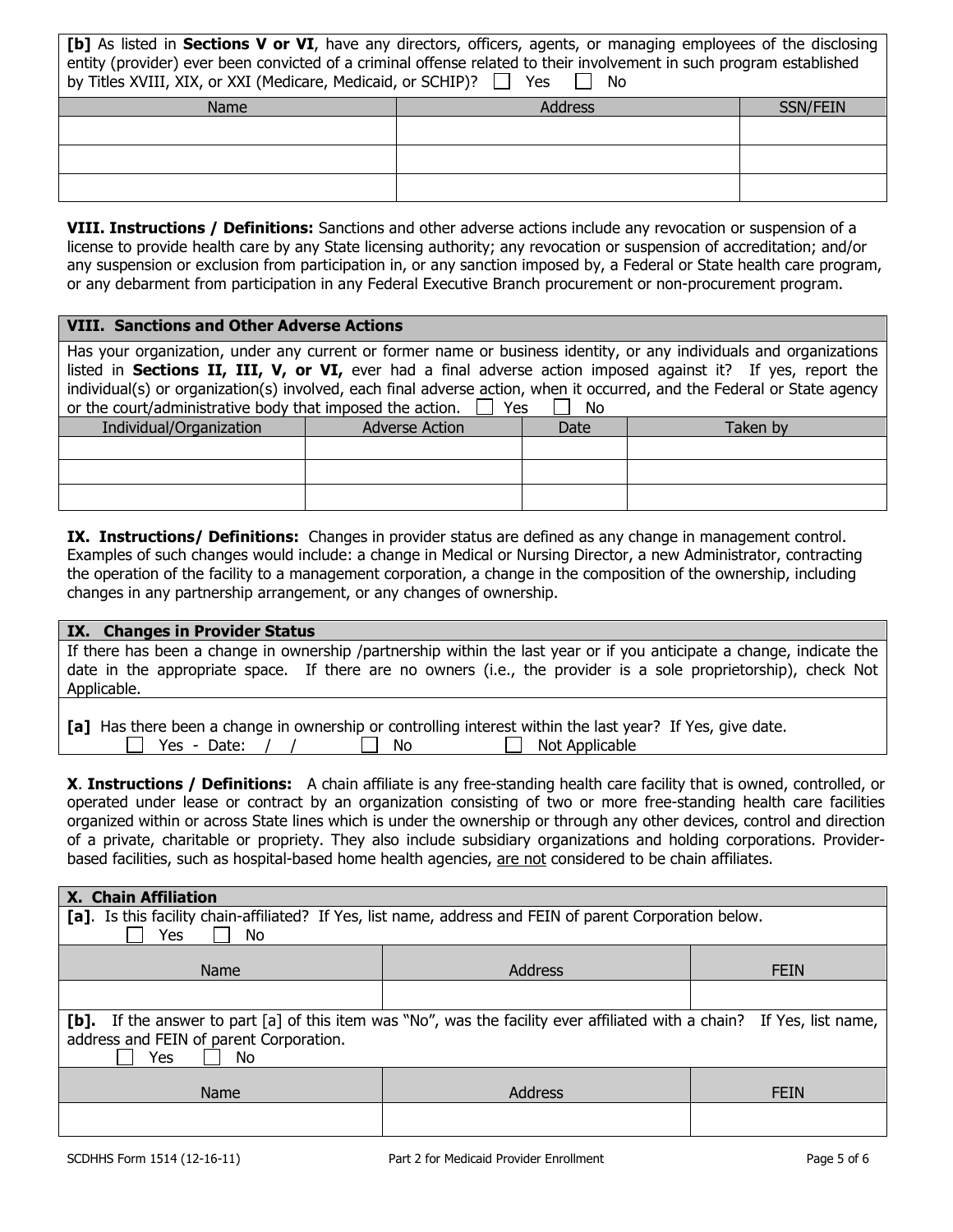**[b]** As listed in **Sections V or VI**, have any directors, officers, agents, or managing employees of the disclosing entity (provider) ever been convicted of a criminal offense related to their involvement in such program established by Titles XVIII, XIX, or XXI (Medicare, Medicaid, or SCHIP)? ☐ Yes ☐ No

| Name | Address | SSN/FEIN |
|---|---|---|
| | | |
| | | |
| | | |

**VIII. Instructions / Definitions:** Sanctions and other adverse actions include any revocation or suspension of a license to provide health care by any State licensing authority; any revocation or suspension of accreditation; and/or any suspension or exclusion from participation in, or any sanction imposed by, a Federal or State health care program, or any debarment from participation in any Federal Executive Branch procurement or non-procurement program.

## VIII. Sanctions and Other Adverse Actions

Has your organization, under any current or former name or business identity, or any individuals and organizations listed in **Sections II, III, V, or VI,** ever had a final adverse action imposed against it? If yes, report the individual(s) or organization(s) involved, each final adverse action, when it occurred, and the Federal or State agency or the court/administrative body that imposed the action. ☐ Yes ☐ No

| Individual/Organization | Adverse Action | Date | Taken by |
|---|---|---|---|
| | | | |
| | | | |
| | | | |

**IX. Instructions/ Definitions:** Changes in provider status are defined as any change in management control. Examples of such changes would include: a change in Medical or Nursing Director, a new Administrator, contracting the operation of the facility to a management corporation, a change in the composition of the ownership, including changes in any partnership arrangement, or any changes of ownership.

## IX. Changes in Provider Status

If there has been a change in ownership /partnership within the last year or if you anticipate a change, indicate the date in the appropriate space. If there are no owners (i.e., the provider is a sole proprietorship), check Not Applicable.

**[a]** Has there been a change in ownership or controlling interest within the last year? If Yes, give date.
☐ Yes - Date: / / ☐ No ☐ Not Applicable

**X. Instructions / Definitions:** A chain affiliate is any free-standing health care facility that is owned, controlled, or operated under lease or contract by an organization consisting of two or more free-standing health care facilities organized within or across State lines which is under the ownership or through any other devices, control and direction of a private, charitable or propriety. They also include subsidiary organizations and holding corporations. Provider-based facilities, such as hospital-based home health agencies, are not considered to be chain affiliates.

## X. Chain Affiliation

**[a].** Is this facility chain-affiliated? If Yes, list name, address and FEIN of parent Corporation below.
☐ Yes ☐ No

| Name | Address | FEIN |
|---|---|---|
| | | |

**[b].** If the answer to part [a] of this item was "No", was the facility ever affiliated with a chain? If Yes, list name, address and FEIN of parent Corporation.
☐ Yes ☐ No

| Name | Address | FEIN |
|---|---|---|
| | | |

SCDHHS Form 1514 (12-16-11) Part 2 for Medicaid Provider Enrollment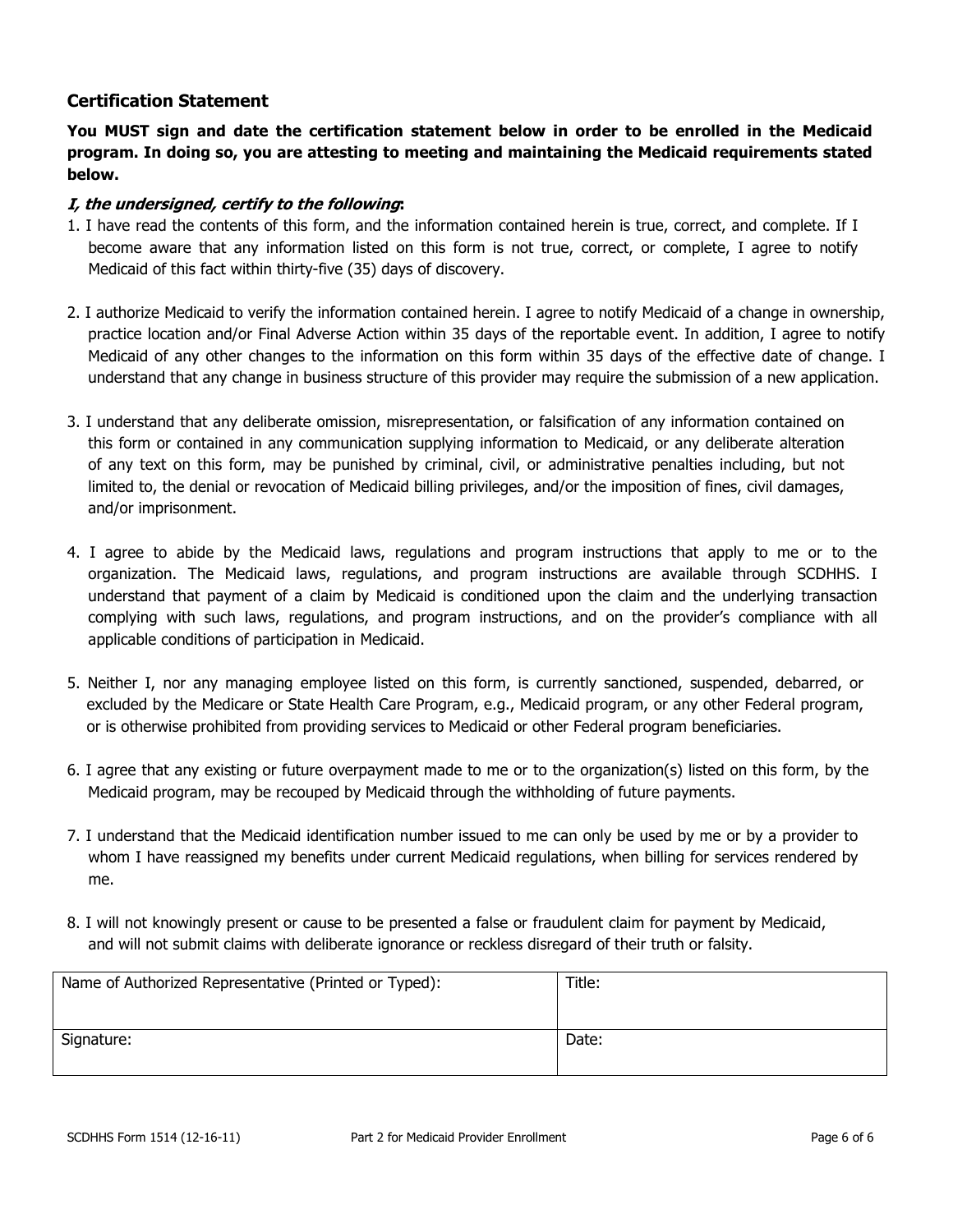## Certification Statement

**You MUST sign and date the certification statement below in order to be enrolled in the Medicaid program. In doing so, you are attesting to meeting and maintaining the Medicaid requirements stated below.**

***I, the undersigned, certify to the following*:**

1. I have read the contents of this form, and the information contained herein is true, correct, and complete. If I become aware that any information listed on this form is not true, correct, or complete, I agree to notify Medicaid of this fact within thirty-five (35) days of discovery.

2. I authorize Medicaid to verify the information contained herein. I agree to notify Medicaid of a change in ownership, practice location and/or Final Adverse Action within 35 days of the reportable event. In addition, I agree to notify Medicaid of any other changes to the information on this form within 35 days of the effective date of change. I understand that any change in business structure of this provider may require the submission of a new application.

3. I understand that any deliberate omission, misrepresentation, or falsification of any information contained on this form or contained in any communication supplying information to Medicaid, or any deliberate alteration of any text on this form, may be punished by criminal, civil, or administrative penalties including, but not limited to, the denial or revocation of Medicaid billing privileges, and/or the imposition of fines, civil damages, and/or imprisonment.

4. I agree to abide by the Medicaid laws, regulations and program instructions that apply to me or to the organization. The Medicaid laws, regulations, and program instructions are available through SCDHHS. I understand that payment of a claim by Medicaid is conditioned upon the claim and the underlying transaction complying with such laws, regulations, and program instructions, and on the provider's compliance with all applicable conditions of participation in Medicaid.

5. Neither I, nor any managing employee listed on this form, is currently sanctioned, suspended, debarred, or excluded by the Medicare or State Health Care Program, e.g., Medicaid program, or any other Federal program, or is otherwise prohibited from providing services to Medicaid or other Federal program beneficiaries.

6. I agree that any existing or future overpayment made to me or to the organization(s) listed on this form, by the Medicaid program, may be recouped by Medicaid through the withholding of future payments.

7. I understand that the Medicaid identification number issued to me can only be used by me or by a provider to whom I have reassigned my benefits under current Medicaid regulations, when billing for services rendered by me.

8. I will not knowingly present or cause to be presented a false or fraudulent claim for payment by Medicaid, and will not submit claims with deliberate ignorance or reckless disregard of their truth or falsity.

| | |
|---|---|
| Name of Authorized Representative (Printed or Typed): | Title: |
| Signature: | Date: |

SCDHHS Form 1514 (12-16-11) Part 2 for Medicaid Provider Enrollment